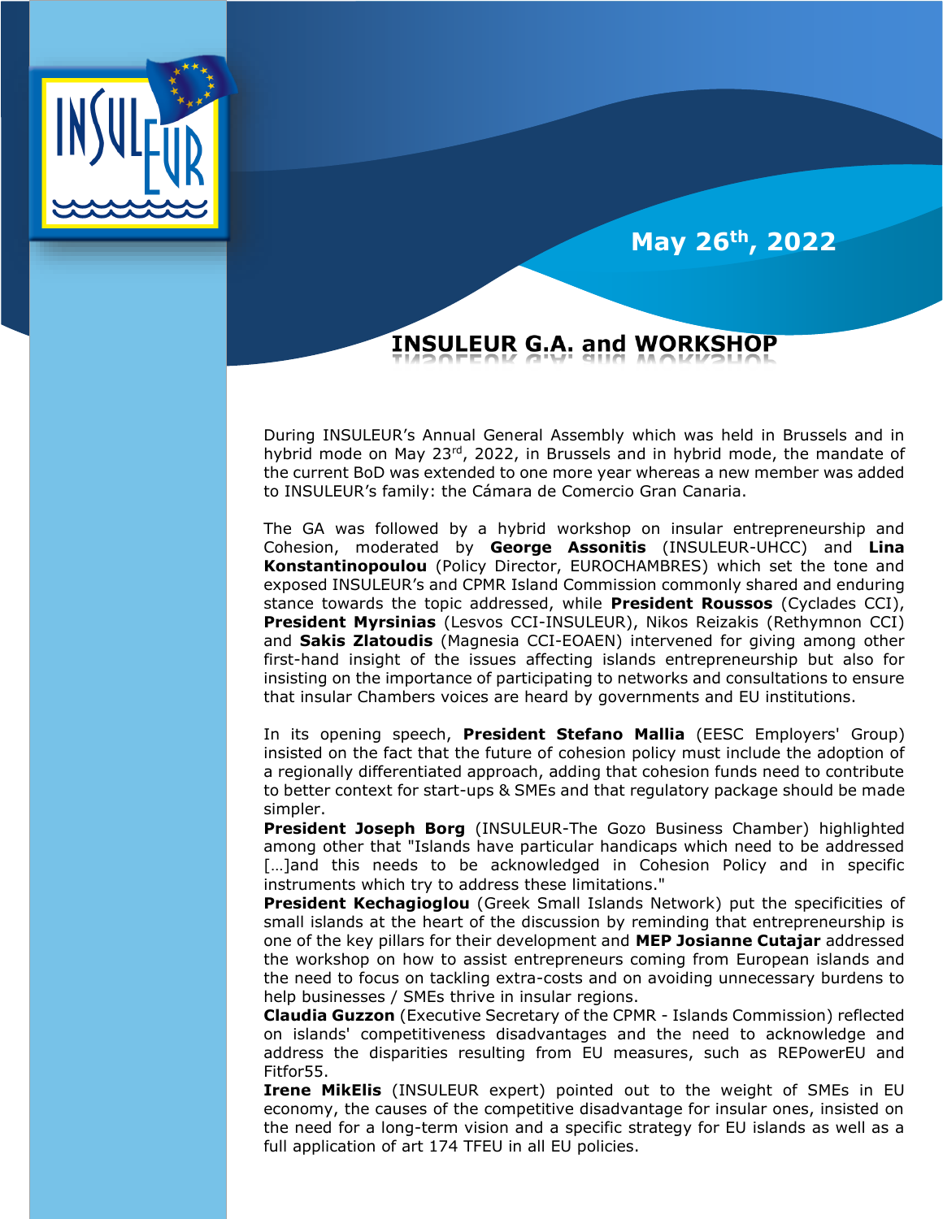May 26th, 2022

# INSULEUR G.A. and WORKSHOP

During INSULEUR's Annual General Assembly which was held in Brussels and in hybrid mode on May 23rd, 2022, in Brussels and in hybrid mode, the mandate of the current BoD was extended to one more year whereas a new member was added to INSULEUR's family: the Cámara de Comercio Gran Canaria.

The GA was followed by a hybrid workshop on insular entrepreneurship and Cohesion, moderated by **George Assonitis** (INSULEUR-UHCC) and **Lina Konstantinopoulou** (Policy Director, EUROCHAMBRES) which set the tone and exposed INSULEUR's and CPMR Island Commission commonly shared and enduring stance towards the topic addressed, while **President Roussos** (Cyclades CCI), **President Myrsinias** (Lesvos CCI-INSULEUR), Nikos Reizakis (Rethymnon CCI) and **Sakis Zlatoudis** (Magnesia CCI-EOAEN) intervened for giving among other first-hand insight of the issues affecting islands entrepreneurship but also for insisting on the importance of participating to networks and consultations to ensure that insular Chambers voices are heard by governments and EU institutions.

In its opening speech, **President Stefano Mallia** (EESC Employers' Group) insisted on the fact that the future of cohesion policy must include the adoption of a regionally differentiated approach, adding that cohesion funds need to contribute to better context for start-ups & SMEs and that regulatory package should be made simpler.

**President Joseph Borg** (INSULEUR-The Gozo Business Chamber) highlighted among other that "Islands have particular handicaps which need to be addressed […]and this needs to be acknowledged in Cohesion Policy and in specific instruments which try to address these limitations."

**President Kechagioglou** (Greek Small Islands Network) put the specificities of small islands at the heart of the discussion by reminding that entrepreneurship is one of the key pillars for their development and **MEP Josianne Cutajar** addressed the workshop on how to assist entrepreneurs coming from European islands and the need to focus on tackling extra-costs and on avoiding unnecessary burdens to help businesses / SMEs thrive in insular regions.

**Claudia Guzzon** (Executive Secretary of the CPMR - Islands Commission) reflected on islands' competitiveness disadvantages and the need to acknowledge and address the disparities resulting from EU measures, such as REPowerEU and Fitfor55.

**Irene MikElis** (INSULEUR expert) pointed out to the weight of SMEs in EU economy, the causes of the competitive disadvantage for insular ones, insisted on the need for a long-term vision and a specific strategy for EU islands as well as a full application of art 174 TFEU in all EU policies.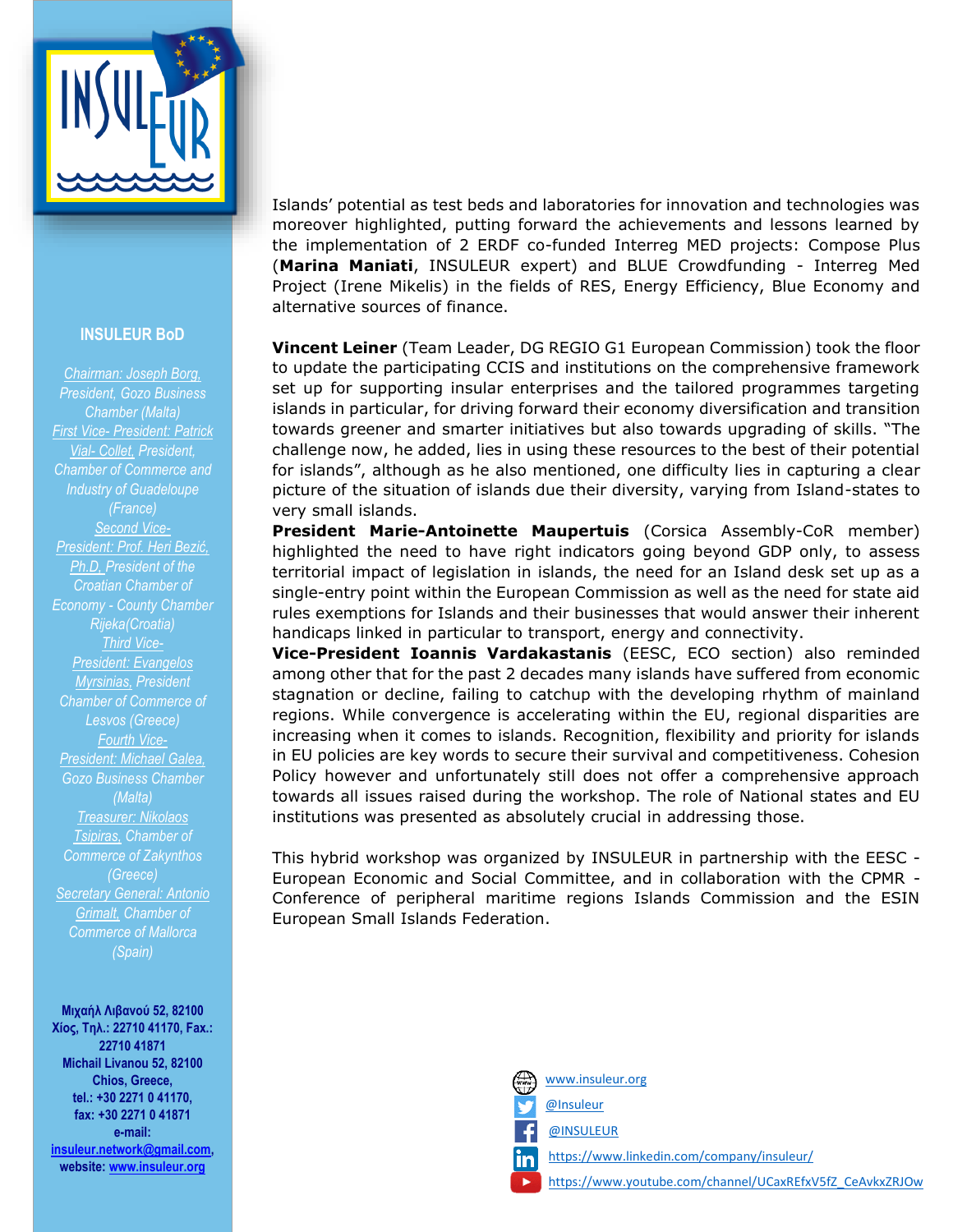Islands' potential as test beds and laboratories for innovation and technologies was moreover highlighted, putting forward the achievements and lessons learned by the implementation of 2 ERDF co-funded Interreg MED projects: Compose Plus (**Marina Maniati**, INSULEUR expert) and BLUE Crowdfunding - Interreg Med Project (Irene Mikelis) in the fields of RES, Energy Efficiency, Blue Economy and alternative sources of finance.

**Vincent Leiner** (Team Leader, DG REGIO G1 European Commission) took the floor to update the participating CCIS and institutions on the comprehensive framework set up for supporting insular enterprises and the tailored programmes targeting islands in particular, for driving forward their economy diversification and transition towards greener and smarter initiatives but also towards upgrading of skills. "The challenge now, he added, lies in using these resources to the best of their potential for islands", although as he also mentioned, one difficulty lies in capturing a clear picture of the situation of islands due their diversity, varying from Island-states to very small islands.

**President Marie-Antoinette Maupertuis** (Corsica Assembly-CoR member) highlighted the need to have right indicators going beyond GDP only, to assess territorial impact of legislation in islands, the need for an Island desk set up as a single-entry point within the European Commission as well as the need for state aid rules exemptions for Islands and their businesses that would answer their inherent handicaps linked in particular to transport, energy and connectivity.

**Vice-President Ioannis Vardakastanis** (EESC, ECO section) also reminded among other that for the past 2 decades many islands have suffered from economic stagnation or decline, failing to catchup with the developing rhythm of mainland regions. While convergence is accelerating within the EU, regional disparities are increasing when it comes to islands. Recognition, flexibility and priority for islands in EU policies are key words to secure their survival and competitiveness. Cohesion Policy however and unfortunately still does not offer a comprehensive approach towards all issues raised during the workshop. The role of National states and EU institutions was presented as absolutely crucial in addressing those.

This hybrid workshop was organized by INSULEUR in partnership with the EESC - European Economic and Social Committee, and in collaboration with the CPMR - Conference of peripheral maritime regions Islands Commission and the ESIN European Small Islands Federation.

**INSULEUR BoD**

*Chairman: Joseph Borg, President, Gozo Business Chamber (Malta)*

*First Vice- President: Patrick Vial- Collet, President, Chamber of Commerce and Industry of Guadeloupe (France)*

*Second Vice-President: Prof. Heri Bezić, Ph.D, President of the Croatian Chamber of Economy - County Chamber Rijeka(Croatia)*

*Third Vice-President: Evangelos Myrsinias, President Chamber of Commerce of Lesvos (Greece)*

*Fourth Vice-President: Michael Galea, Gozo Business Chamber (Malta)*

*Treasurer: Nikolaos Tsipiras, Chamber of Commerce of Zakynthos (Greece)*

*Secretary General: Antonio Grimalt, Chamber of Commerce of Mallorca (Spain)*

**Μιχαήλ Λιβανού 52, 82100 Χίος, Τηλ.: 22710 41170, Fax.: 22710 41871**
**Michail Livanou 52, 82100 Chios, Greece, tel.: +30 2271 0 41170, fax: +30 2271 0 41871**
**e-mail: insuleur.network@gmail.com, website: www.insuleur.org**

www.insuleur.org
@Insuleur
@INSULEUR
https://www.linkedin.com/company/insuleur/
https://www.youtube.com/channel/UCaxREfxV5fZ_CeAvkxZRJOw